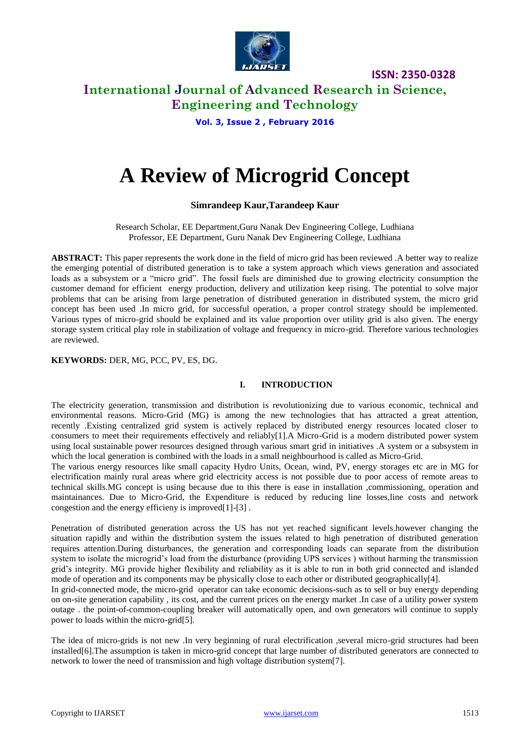# A Review of Microgrid Concept

**Simrandeep Kaur,Tarandeep Kaur**

Research Scholar, EE Department,Guru Nanak Dev Engineering College, Ludhiana
Professor, EE Department, Guru Nanak Dev Engineering College, Ludhiana

**ABSTRACT:** This paper represents the work done in the field of micro grid has been reviewed .A better way to realize the emerging potential of distributed generation is to take a system approach which views generation and associated loads as a subsystem or a "micro grid". The fossil fuels are diminished due to growing electricity consumption the customer demand for efficient energy production, delivery and utilization keep rising. The potential to solve major problems that can be arising from large penetration of distributed generation in distributed system, the micro grid concept has been used .In micro grid, for successful operation, a proper control strategy should be implemented. Various types of micro-grid should be explained and its value proportion over utility grid is also given. The energy storage system critical play role in stabilization of voltage and frequency in micro-grid. Therefore various technologies are reviewed.

**KEYWORDS:** DER, MG, PCC, PV, ES, DG.

## I. INTRODUCTION

The electricity generation, transmission and distribution is revolutionizing due to various economic, technical and environmental reasons. Micro-Grid (MG) is among the new technologies that has attracted a great attention, recently .Existing centralized grid system is actively replaced by distributed energy resources located closer to consumers to meet their requirements effectively and reliably[1].A Micro-Grid is a modern distributed power system using local sustainable power resources designed through various smart grid in initiatives .A system or a subsystem in which the local generation is combined with the loads in a small neighbourhood is called as Micro-Grid.

The various energy resources like small capacity Hydro Units, Ocean, wind, PV, energy storages etc are in MG for electrification mainly rural areas where grid electricity access is not possible due to poor access of remote areas to technical skills.MG concept is using because due to this there is ease in installation ,commissioning, operation and maintainances. Due to Micro-Grid, the Expenditure is reduced by reducing line losses,line costs and network congestion and the energy efficieny is improved[1]-[3] .

Penetration of distributed generation across the US has not yet reached significant levels.however changing the situation rapidly and within the distribution system the issues related to high penetration of distributed generation requires attention.During disturbances, the generation and corresponding loads can separate from the distribution system to isolate the microgrid's load from the disturbance (providing UPS services ) without harming the transmission grid's integrity. MG provide higher flexibility and reliability as it is able to run in both grid connected and islanded mode of operation and its components may be physically close to each other or distributed geographically[4].

In grid-connected mode, the micro-grid operator can take economic decisions-such as to sell or buy energy depending on on-site generation capability , its cost, and the current prices on the energy market .In case of a utility power system outage . the point-of-common-coupling breaker will automatically open, and own generators will continue to supply power to loads within the micro-grid[5].

The idea of micro-grids is not new .In very beginning of rural electrification ,several micro-grid structures had been installed[6].The assumption is taken in micro-grid concept that large number of distributed generators are connected to network to lower the need of transmission and high voltage distribution system[7].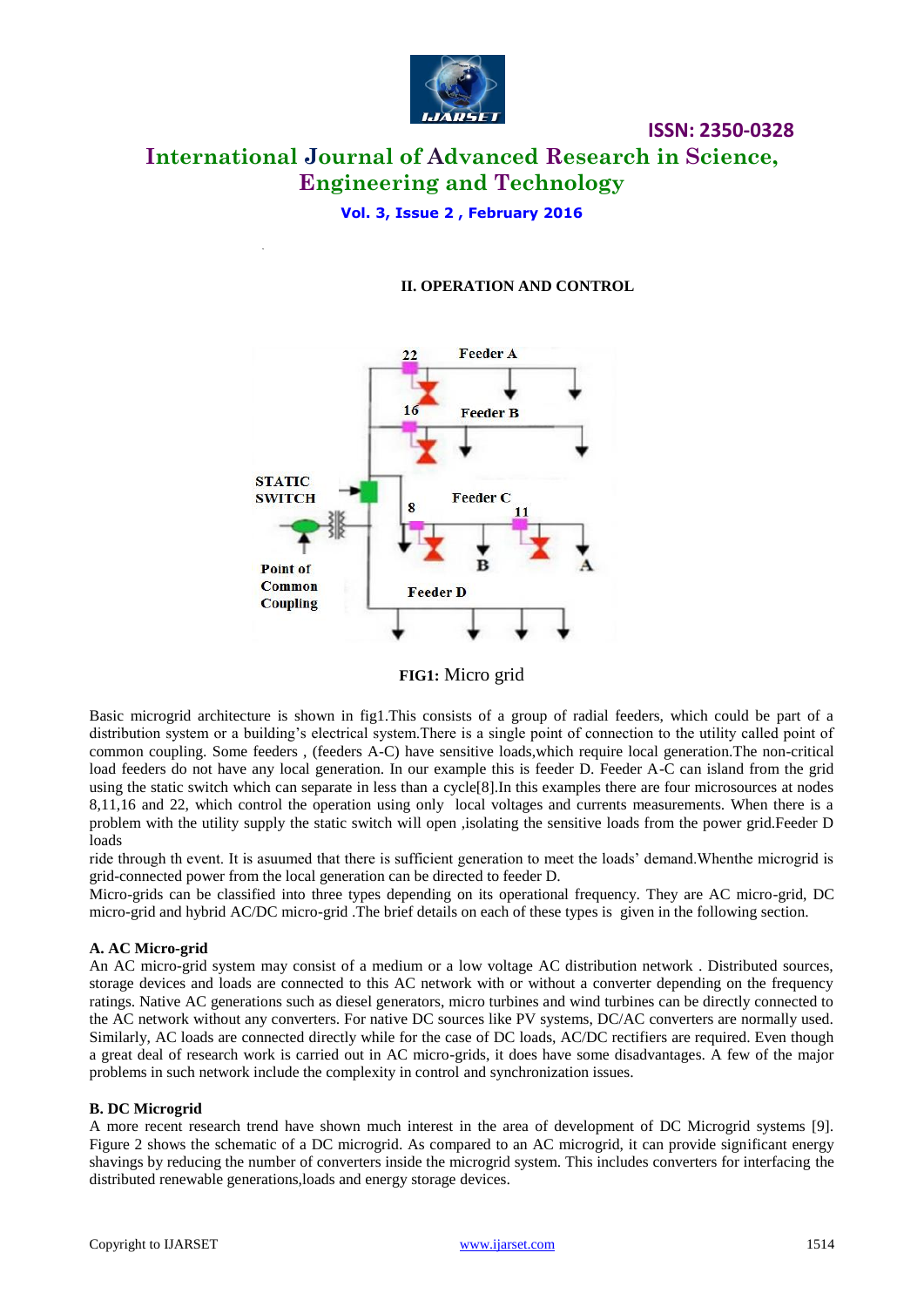## II. OPERATION AND CONTROL

**FIG1:** Micro grid

Basic microgrid architecture is shown in fig1.This consists of a group of radial feeders, which could be part of a distribution system or a building's electrical system.There is a single point of connection to the utility called point of common coupling. Some feeders , (feeders A-C) have sensitive loads,which require local generation.The non-critical load feeders do not have any local generation. In our example this is feeder D. Feeder A-C can island from the grid using the static switch which can separate in less than a cycle[8].In this examples there are four microsources at nodes 8,11,16 and 22, which control the operation using only local voltages and currents measurements. When there is a problem with the utility supply the static switch will open ,isolating the sensitive loads from the power grid.Feeder D loads

ride through th event. It is asuumed that there is sufficient generation to meet the loads' demand.Whenthe microgrid is grid-connected power from the local generation can be directed to feeder D.

Micro-grids can be classified into three types depending on its operational frequency. They are AC micro-grid, DC micro-grid and hybrid AC/DC micro-grid .The brief details on each of these types is given in the following section.

### A. AC Micro-grid

An AC micro-grid system may consist of a medium or a low voltage AC distribution network . Distributed sources, storage devices and loads are connected to this AC network with or without a converter depending on the frequency ratings. Native AC generations such as diesel generators, micro turbines and wind turbines can be directly connected to the AC network without any converters. For native DC sources like PV systems, DC/AC converters are normally used. Similarly, AC loads are connected directly while for the case of DC loads, AC/DC rectifiers are required. Even though a great deal of research work is carried out in AC micro-grids, it does have some disadvantages. A few of the major problems in such network include the complexity in control and synchronization issues.

### B. DC Microgrid

A more recent research trend have shown much interest in the area of development of DC Microgrid systems [9]. Figure 2 shows the schematic of a DC microgrid. As compared to an AC microgrid, it can provide significant energy shavings by reducing the number of converters inside the microgrid system. This includes converters for interfacing the distributed renewable generations,loads and energy storage devices.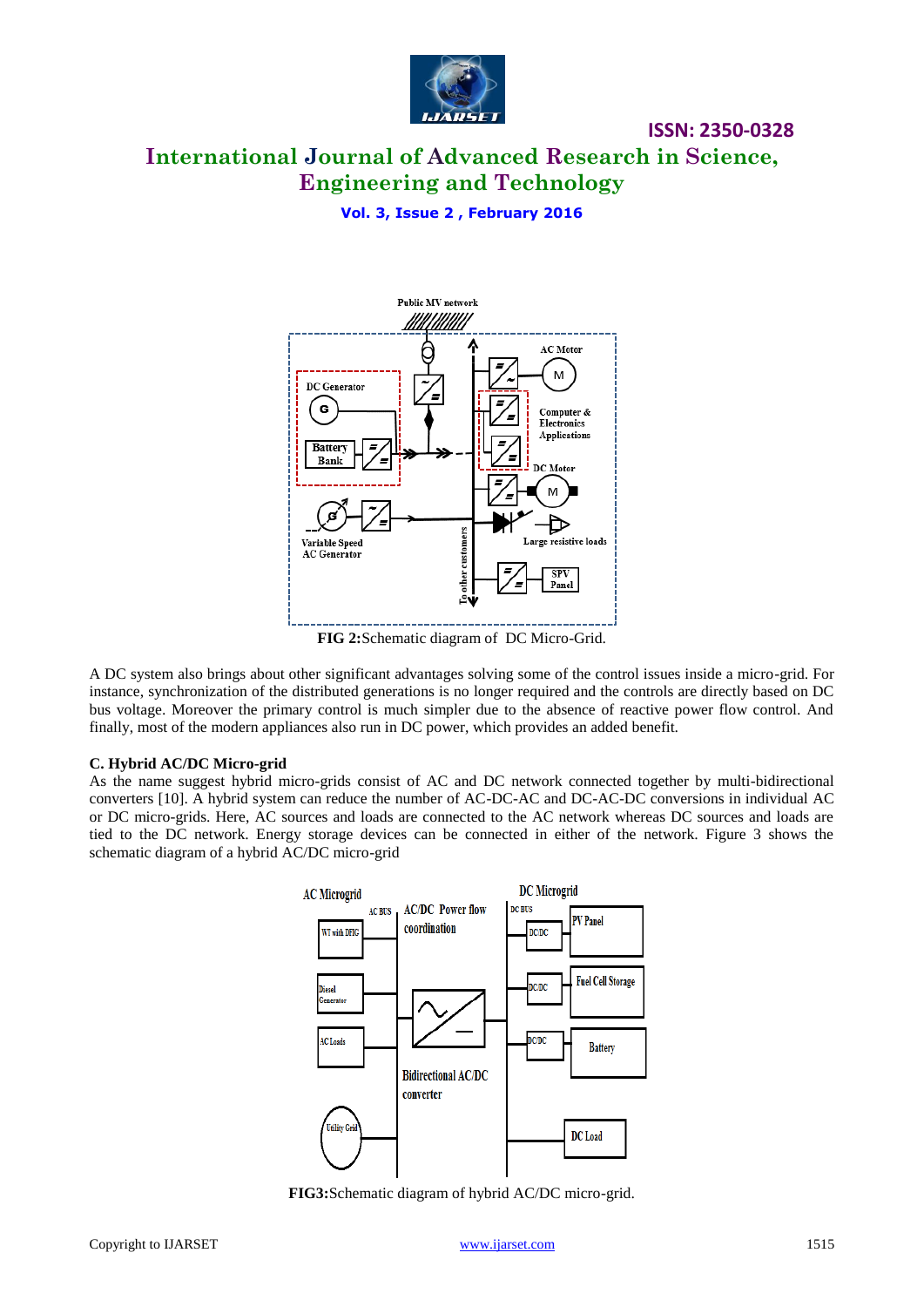**FIG 2:**Schematic diagram of DC Micro-Grid.

A DC system also brings about other significant advantages solving some of the control issues inside a micro-grid. For instance, synchronization of the distributed generations is no longer required and the controls are directly based on DC bus voltage. Moreover the primary control is much simpler due to the absence of reactive power flow control. And finally, most of the modern appliances also run in DC power, which provides an added benefit.

**C. Hybrid AC/DC Micro-grid**

As the name suggest hybrid micro-grids consist of AC and DC network connected together by multi-bidirectional converters [10]. A hybrid system can reduce the number of AC-DC-AC and DC-AC-DC conversions in individual AC or DC micro-grids. Here, AC sources and loads are connected to the AC network whereas DC sources and loads are tied to the DC network. Energy storage devices can be connected in either of the network. Figure 3 shows the schematic diagram of a hybrid AC/DC micro-grid

**FIG3:**Schematic diagram of hybrid AC/DC micro-grid.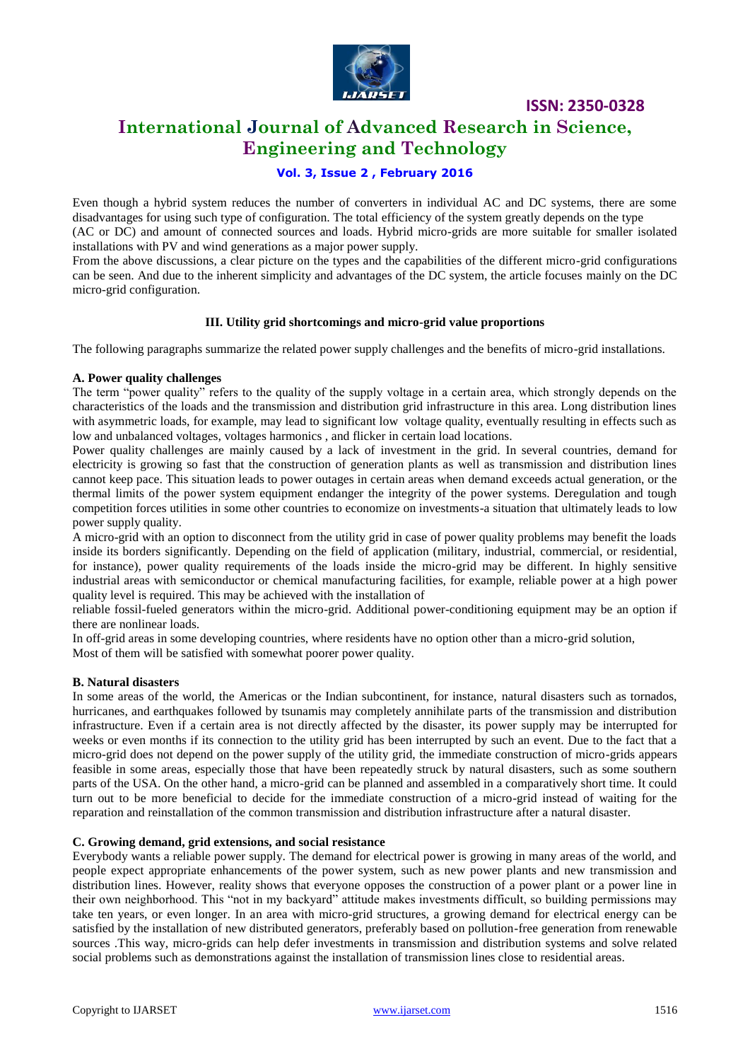Even though a hybrid system reduces the number of converters in individual AC and DC systems, there are some disadvantages for using such type of configuration. The total efficiency of the system greatly depends on the type (AC or DC) and amount of connected sources and loads. Hybrid micro-grids are more suitable for smaller isolated installations with PV and wind generations as a major power supply.

From the above discussions, a clear picture on the types and the capabilities of the different micro-grid configurations can be seen. And due to the inherent simplicity and advantages of the DC system, the article focuses mainly on the DC micro-grid configuration.

## III. Utility grid shortcomings and micro-grid value proportions

The following paragraphs summarize the related power supply challenges and the benefits of micro-grid installations.

### A. Power quality challenges

The term "power quality" refers to the quality of the supply voltage in a certain area, which strongly depends on the characteristics of the loads and the transmission and distribution grid infrastructure in this area. Long distribution lines with asymmetric loads, for example, may lead to significant low voltage quality, eventually resulting in effects such as low and unbalanced voltages, voltages harmonics , and flicker in certain load locations.

Power quality challenges are mainly caused by a lack of investment in the grid. In several countries, demand for electricity is growing so fast that the construction of generation plants as well as transmission and distribution lines cannot keep pace. This situation leads to power outages in certain areas when demand exceeds actual generation, or the thermal limits of the power system equipment endanger the integrity of the power systems. Deregulation and tough competition forces utilities in some other countries to economize on investments-a situation that ultimately leads to low power supply quality.

A micro-grid with an option to disconnect from the utility grid in case of power quality problems may benefit the loads inside its borders significantly. Depending on the field of application (military, industrial, commercial, or residential, for instance), power quality requirements of the loads inside the micro-grid may be different. In highly sensitive industrial areas with semiconductor or chemical manufacturing facilities, for example, reliable power at a high power quality level is required. This may be achieved with the installation of reliable fossil-fueled generators within the micro-grid. Additional power-conditioning equipment may be an option if there are nonlinear loads.

In off-grid areas in some developing countries, where residents have no option other than a micro-grid solution, Most of them will be satisfied with somewhat poorer power quality.

### B. Natural disasters

In some areas of the world, the Americas or the Indian subcontinent, for instance, natural disasters such as tornados, hurricanes, and earthquakes followed by tsunamis may completely annihilate parts of the transmission and distribution infrastructure. Even if a certain area is not directly affected by the disaster, its power supply may be interrupted for weeks or even months if its connection to the utility grid has been interrupted by such an event. Due to the fact that a micro-grid does not depend on the power supply of the utility grid, the immediate construction of micro-grids appears feasible in some areas, especially those that have been repeatedly struck by natural disasters, such as some southern parts of the USA. On the other hand, a micro-grid can be planned and assembled in a comparatively short time. It could turn out to be more beneficial to decide for the immediate construction of a micro-grid instead of waiting for the reparation and reinstallation of the common transmission and distribution infrastructure after a natural disaster.

### C. Growing demand, grid extensions, and social resistance

Everybody wants a reliable power supply. The demand for electrical power is growing in many areas of the world, and people expect appropriate enhancements of the power system, such as new power plants and new transmission and distribution lines. However, reality shows that everyone opposes the construction of a power plant or a power line in their own neighborhood. This "not in my backyard" attitude makes investments difficult, so building permissions may take ten years, or even longer. In an area with micro-grid structures, a growing demand for electrical energy can be satisfied by the installation of new distributed generators, preferably based on pollution-free generation from renewable sources .This way, micro-grids can help defer investments in transmission and distribution systems and solve related social problems such as demonstrations against the installation of transmission lines close to residential areas.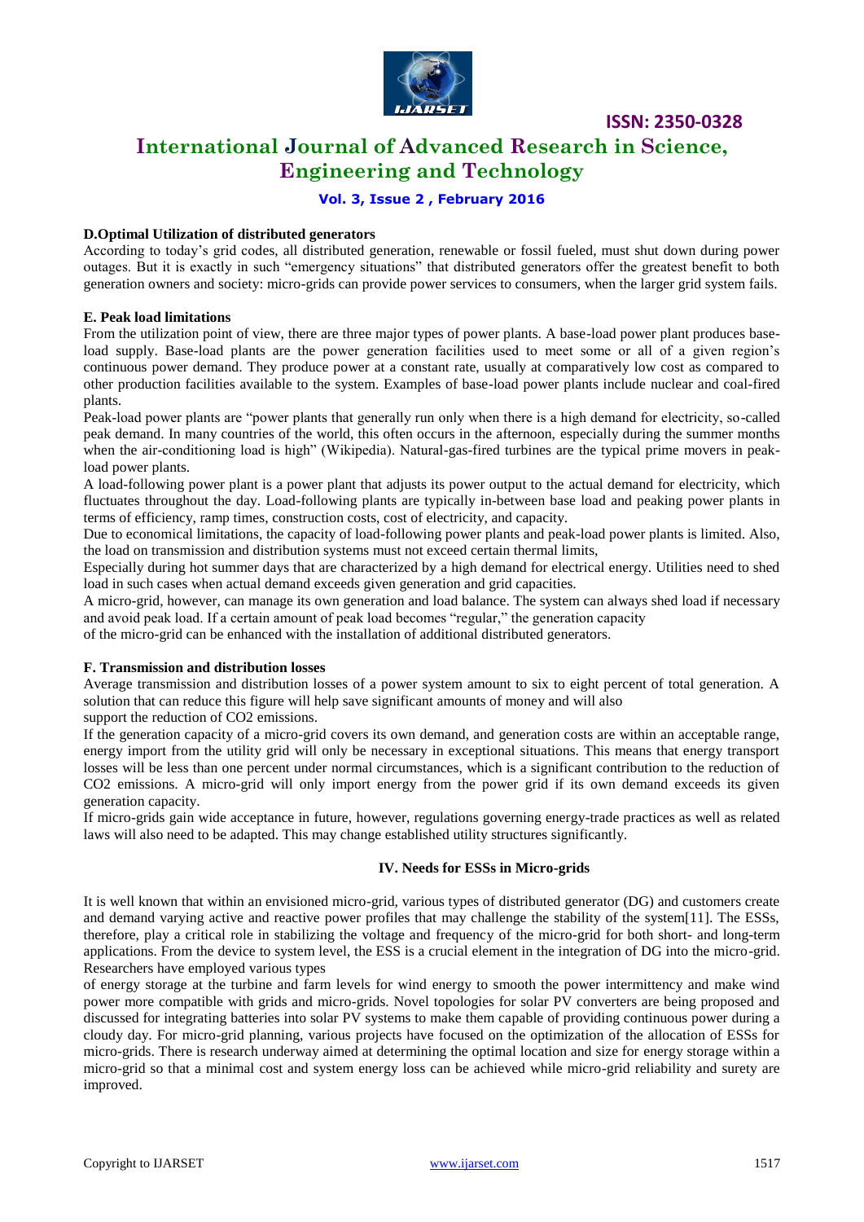### D.Optimal Utilization of distributed generators

According to today's grid codes, all distributed generation, renewable or fossil fueled, must shut down during power outages. But it is exactly in such "emergency situations" that distributed generators offer the greatest benefit to both generation owners and society: micro-grids can provide power services to consumers, when the larger grid system fails.

### E. Peak load limitations

From the utilization point of view, there are three major types of power plants. A base-load power plant produces base-load supply. Base-load plants are the power generation facilities used to meet some or all of a given region's continuous power demand. They produce power at a constant rate, usually at comparatively low cost as compared to other production facilities available to the system. Examples of base-load power plants include nuclear and coal-fired plants.

Peak-load power plants are "power plants that generally run only when there is a high demand for electricity, so-called peak demand. In many countries of the world, this often occurs in the afternoon, especially during the summer months when the air-conditioning load is high" (Wikipedia). Natural-gas-fired turbines are the typical prime movers in peak-load power plants.

A load-following power plant is a power plant that adjusts its power output to the actual demand for electricity, which fluctuates throughout the day. Load-following plants are typically in-between base load and peaking power plants in terms of efficiency, ramp times, construction costs, cost of electricity, and capacity.

Due to economical limitations, the capacity of load-following power plants and peak-load power plants is limited. Also, the load on transmission and distribution systems must not exceed certain thermal limits,

Especially during hot summer days that are characterized by a high demand for electrical energy. Utilities need to shed load in such cases when actual demand exceeds given generation and grid capacities.

A micro-grid, however, can manage its own generation and load balance. The system can always shed load if necessary and avoid peak load. If a certain amount of peak load becomes "regular," the generation capacity of the micro-grid can be enhanced with the installation of additional distributed generators.

### F. Transmission and distribution losses

Average transmission and distribution losses of a power system amount to six to eight percent of total generation. A solution that can reduce this figure will help save significant amounts of money and will also support the reduction of $CO_2$ emissions.

If the generation capacity of a micro-grid covers its own demand, and generation costs are within an acceptable range, energy import from the utility grid will only be necessary in exceptional situations. This means that energy transport losses will be less than one percent under normal circumstances, which is a significant contribution to the reduction of $CO_2$ emissions. A micro-grid will only import energy from the power grid if its own demand exceeds its given generation capacity.

If micro-grids gain wide acceptance in future, however, regulations governing energy-trade practices as well as related laws will also need to be adapted. This may change established utility structures significantly.

## IV. Needs for ESSs in Micro-grids

It is well known that within an envisioned micro-grid, various types of distributed generator (DG) and customers create and demand varying active and reactive power profiles that may challenge the stability of the system[11]. The ESSs, therefore, play a critical role in stabilizing the voltage and frequency of the micro-grid for both short- and long-term applications. From the device to system level, the ESS is a crucial element in the integration of DG into the micro-grid. Researchers have employed various types of energy storage at the turbine and farm levels for wind energy to smooth the power intermittency and make wind power more compatible with grids and micro-grids. Novel topologies for solar PV converters are being proposed and discussed for integrating batteries into solar PV systems to make them capable of providing continuous power during a cloudy day. For micro-grid planning, various projects have focused on the optimization of the allocation of ESSs for micro-grids. There is research underway aimed at determining the optimal location and size for energy storage within a micro-grid so that a minimal cost and system energy loss can be achieved while micro-grid reliability and surety are improved.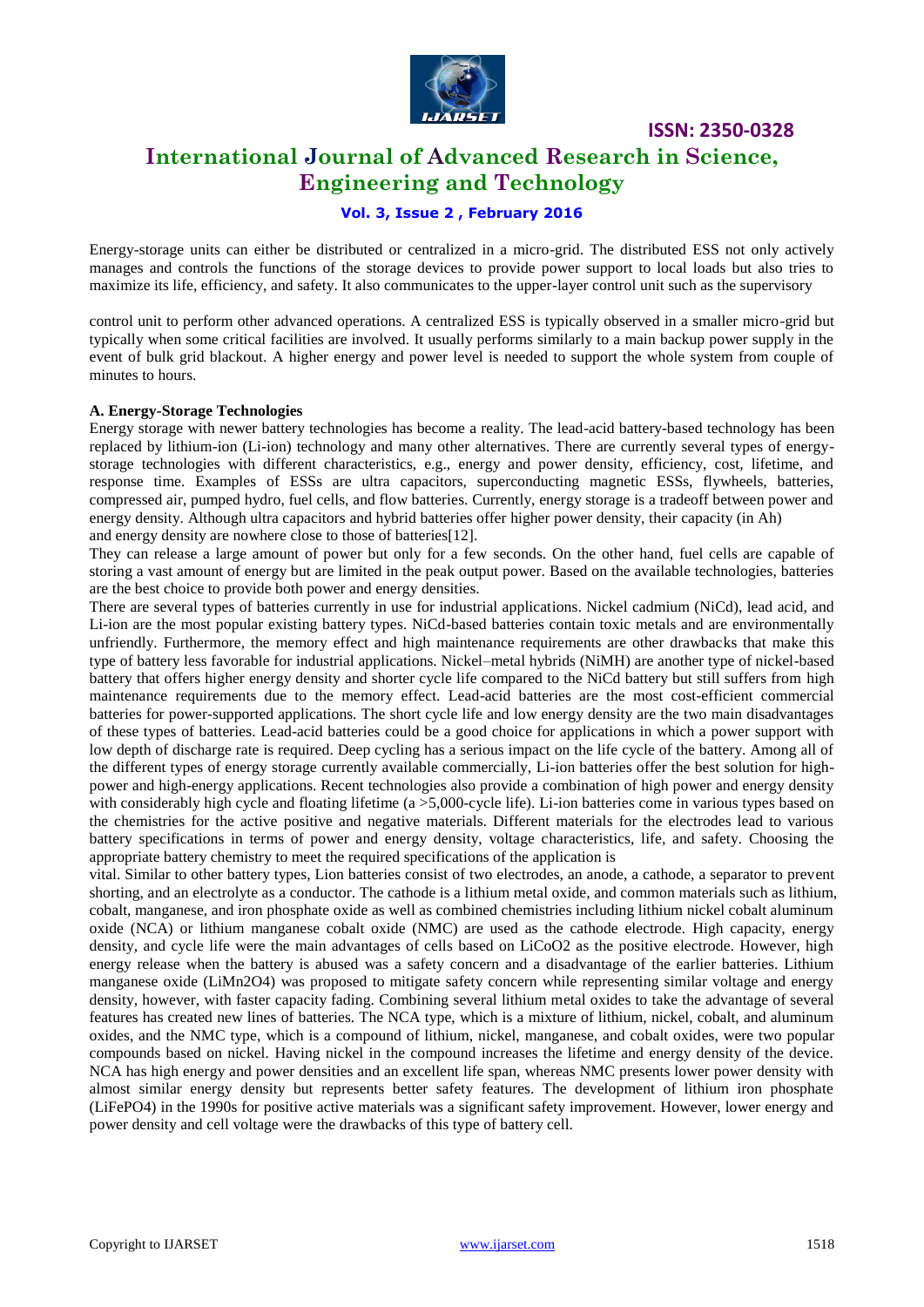Energy-storage units can either be distributed or centralized in a micro-grid. The distributed ESS not only actively manages and controls the functions of the storage devices to provide power support to local loads but also tries to maximize its life, efficiency, and safety. It also communicates to the upper-layer control unit such as the supervisory

control unit to perform other advanced operations. A centralized ESS is typically observed in a smaller micro-grid but typically when some critical facilities are involved. It usually performs similarly to a main backup power supply in the event of bulk grid blackout. A higher energy and power level is needed to support the whole system from couple of minutes to hours.

**A. Energy-Storage Technologies**

Energy storage with newer battery technologies has become a reality. The lead-acid battery-based technology has been replaced by lithium-ion (Li-ion) technology and many other alternatives. There are currently several types of energy-storage technologies with different characteristics, e.g., energy and power density, efficiency, cost, lifetime, and response time. Examples of ESSs are ultra capacitors, superconducting magnetic ESSs, flywheels, batteries, compressed air, pumped hydro, fuel cells, and flow batteries. Currently, energy storage is a tradeoff between power and energy density. Although ultra capacitors and hybrid batteries offer higher power density, their capacity (in Ah) and energy density are nowhere close to those of batteries[12].

They can release a large amount of power but only for a few seconds. On the other hand, fuel cells are capable of storing a vast amount of energy but are limited in the peak output power. Based on the available technologies, batteries are the best choice to provide both power and energy densities.

There are several types of batteries currently in use for industrial applications. Nickel cadmium (NiCd), lead acid, and Li-ion are the most popular existing battery types. NiCd-based batteries contain toxic metals and are environmentally unfriendly. Furthermore, the memory effect and high maintenance requirements are other drawbacks that make this type of battery less favorable for industrial applications. Nickel–metal hybrids (NiMH) are another type of nickel-based battery that offers higher energy density and shorter cycle life compared to the NiCd battery but still suffers from high maintenance requirements due to the memory effect. Lead-acid batteries are the most cost-efficient commercial batteries for power-supported applications. The short cycle life and low energy density are the two main disadvantages of these types of batteries. Lead-acid batteries could be a good choice for applications in which a power support with low depth of discharge rate is required. Deep cycling has a serious impact on the life cycle of the battery. Among all of the different types of energy storage currently available commercially, Li-ion batteries offer the best solution for high-power and high-energy applications. Recent technologies also provide a combination of high power and energy density with considerably high cycle and floating lifetime (a >5,000-cycle life). Li-ion batteries come in various types based on the chemistries for the active positive and negative materials. Different materials for the electrodes lead to various battery specifications in terms of power and energy density, voltage characteristics, life, and safety. Choosing the appropriate battery chemistry to meet the required specifications of the application is vital. Similar to other battery types, Lion batteries consist of two electrodes, an anode, a cathode, a separator to prevent shorting, and an electrolyte as a conductor. The cathode is a lithium metal oxide, and common materials such as lithium, cobalt, manganese, and iron phosphate oxide as well as combined chemistries including lithium nickel cobalt aluminum oxide (NCA) or lithium manganese cobalt oxide (NMC) are used as the cathode electrode. High capacity, energy density, and cycle life were the main advantages of cells based on $LiCoO_2$ as the positive electrode. However, high energy release when the battery is abused was a safety concern and a disadvantage of the earlier batteries. Lithium manganese oxide ($LiMn_2O_4$) was proposed to mitigate safety concern while representing similar voltage and energy density, however, with faster capacity fading. Combining several lithium metal oxides to take the advantage of several features has created new lines of batteries. The NCA type, which is a mixture of lithium, nickel, cobalt, and aluminum oxides, and the NMC type, which is a compound of lithium, nickel, manganese, and cobalt oxides, were two popular compounds based on nickel. Having nickel in the compound increases the lifetime and energy density of the device. NCA has high energy and power densities and an excellent life span, whereas NMC presents lower power density with almost similar energy density but represents better safety features. The development of lithium iron phosphate ($LiFePO_4$) in the 1990s for positive active materials was a significant safety improvement. However, lower energy and power density and cell voltage were the drawbacks of this type of battery cell.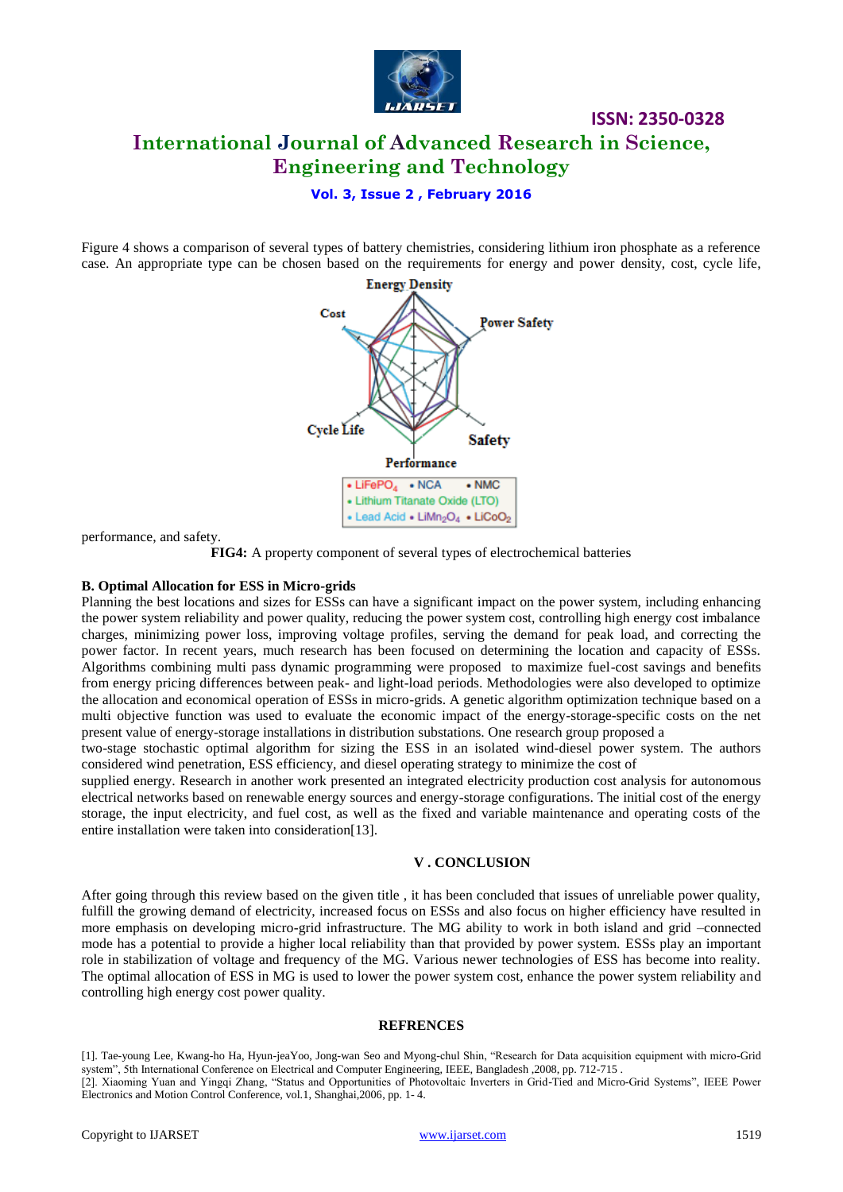Figure 4 shows a comparison of several types of battery chemistries, considering lithium iron phosphate as a reference case. An appropriate type can be chosen based on the requirements for energy and power density, cost, cycle life, performance, and safety.

**FIG4:** A property component of several types of electrochemical batteries

### B. Optimal Allocation for ESS in Micro-grids

Planning the best locations and sizes for ESSs can have a significant impact on the power system, including enhancing the power system reliability and power quality, reducing the power system cost, controlling high energy cost imbalance charges, minimizing power loss, improving voltage profiles, serving the demand for peak load, and correcting the power factor. In recent years, much research has been focused on determining the location and capacity of ESSs. Algorithms combining multi pass dynamic programming were proposed to maximize fuel-cost savings and benefits from energy pricing differences between peak- and light-load periods. Methodologies were also developed to optimize the allocation and economical operation of ESSs in micro-grids. A genetic algorithm optimization technique based on a multi objective function was used to evaluate the economic impact of the energy-storage-specific costs on the net present value of energy-storage installations in distribution substations. One research group proposed a two-stage stochastic optimal algorithm for sizing the ESS in an isolated wind-diesel power system. The authors considered wind penetration, ESS efficiency, and diesel operating strategy to minimize the cost of supplied energy. Research in another work presented an integrated electricity production cost analysis for autonomous electrical networks based on renewable energy sources and energy-storage configurations. The initial cost of the energy storage, the input electricity, and fuel cost, as well as the fixed and variable maintenance and operating costs of the entire installation were taken into consideration[13].

## V . CONCLUSION

After going through this review based on the given title , it has been concluded that issues of unreliable power quality, fulfill the growing demand of electricity, increased focus on ESSs and also focus on higher efficiency have resulted in more emphasis on developing micro-grid infrastructure. The MG ability to work in both island and grid –connected mode has a potential to provide a higher local reliability than that provided by power system. ESSs play an important role in stabilization of voltage and frequency of the MG. Various newer technologies of ESS has become into reality. The optimal allocation of ESS in MG is used to lower the power system cost, enhance the power system reliability and controlling high energy cost power quality.

## REFRENCES

[1]. Tae-young Lee, Kwang-ho Ha, Hyun-jeaYoo, Jong-wan Seo and Myong-chul Shin, "Research for Data acquisition equipment with micro-Grid system", 5th International Conference on Electrical and Computer Engineering, IEEE, Bangladesh ,2008, pp. 712-715 .

[2]. Xiaoming Yuan and Yingqi Zhang, "Status and Opportunities of Photovoltaic Inverters in Grid-Tied and Micro-Grid Systems", IEEE Power Electronics and Motion Control Conference, vol.1, Shanghai,2006, pp. 1- 4.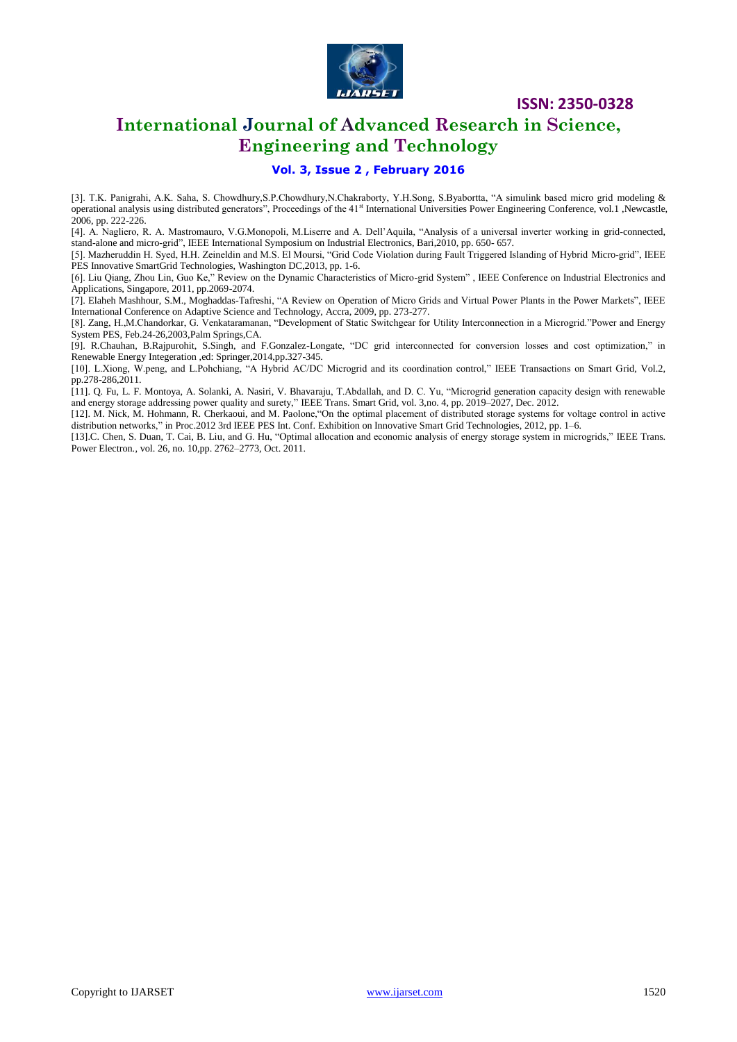[3]. T.K. Panigrahi, A.K. Saha, S. Chowdhury,S.P.Chowdhury,N.Chakraborty, Y.H.Song, S.Byabortta, "A simulink based micro grid modeling & operational analysis using distributed generators", Proceedings of the 41st International Universities Power Engineering Conference, vol.1 ,Newcastle, 2006, pp. 222-226.

[4]. A. Nagliero, R. A. Mastromauro, V.G.Monopoli, M.Liserre and A. Dell'Aquila, "Analysis of a universal inverter working in grid-connected, stand-alone and micro-grid", IEEE International Symposium on Industrial Electronics, Bari,2010, pp. 650- 657.

[5]. Mazheruddin H. Syed, H.H. Zeineldin and M.S. El Moursi, "Grid Code Violation during Fault Triggered Islanding of Hybrid Micro-grid", IEEE PES Innovative SmartGrid Technologies, Washington DC,2013, pp. 1-6.

[6]. Liu Qiang, Zhou Lin, Guo Ke," Review on the Dynamic Characteristics of Micro-grid System" , IEEE Conference on Industrial Electronics and Applications, Singapore, 2011, pp.2069-2074.

[7]. Elaheh Mashhour, S.M., Moghaddas-Tafreshi, "A Review on Operation of Micro Grids and Virtual Power Plants in the Power Markets", IEEE International Conference on Adaptive Science and Technology, Accra, 2009, pp. 273-277.

[8]. Zang, H.,M.Chandorkar, G. Venkataramanan, "Development of Static Switchgear for Utility Interconnection in a Microgrid."Power and Energy System PES, Feb.24-26,2003,Palm Springs,CA.

[9]. R.Chauhan, B.Rajpurohit, S.Singh, and F.Gonzalez-Longate, "DC grid interconnected for conversion losses and cost optimization," in Renewable Energy Integeration ,ed: Springer,2014,pp.327-345.

[10]. L.Xiong, W.peng, and L.Pohchiang, "A Hybrid AC/DC Microgrid and its coordination control," IEEE Transactions on Smart Grid, Vol.2, pp.278-286,2011.

[11]. Q. Fu, L. F. Montoya, A. Solanki, A. Nasiri, V. Bhavaraju, T.Abdallah, and D. C. Yu, "Microgrid generation capacity design with renewable and energy storage addressing power quality and surety," IEEE Trans. Smart Grid, vol. 3,no. 4, pp. 2019–2027, Dec. 2012.

[12]. M. Nick, M. Hohmann, R. Cherkaoui, and M. Paolone,"On the optimal placement of distributed storage systems for voltage control in active distribution networks," in Proc.2012 3rd IEEE PES Int. Conf. Exhibition on Innovative Smart Grid Technologies, 2012, pp. 1–6.

[13].C. Chen, S. Duan, T. Cai, B. Liu, and G. Hu, "Optimal allocation and economic analysis of energy storage system in microgrids," IEEE Trans. Power Electron., vol. 26, no. 10,pp. 2762–2773, Oct. 2011.